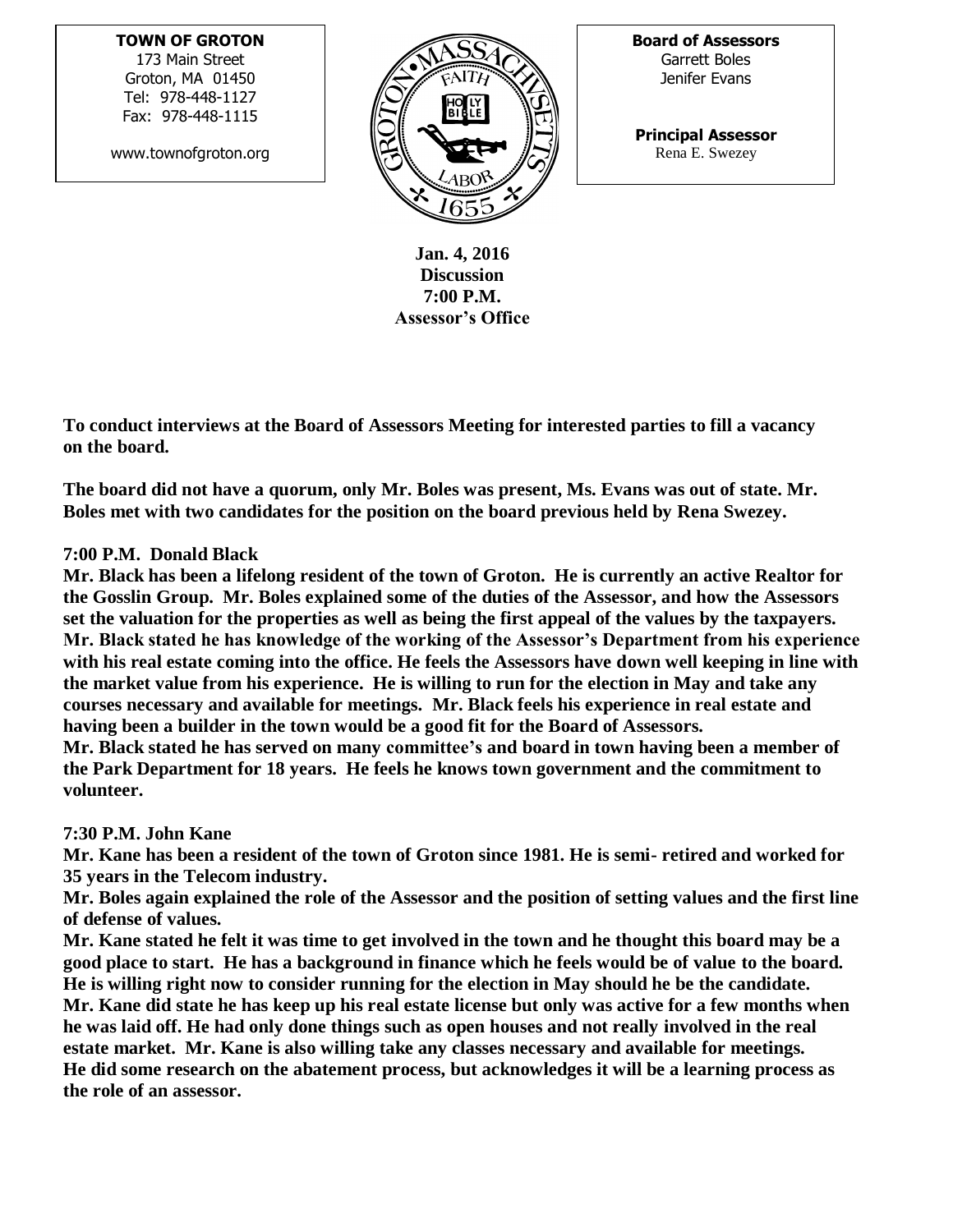**TOWN OF GROTON**
173 Main Street
Groton, MA 01450
Tel: 978-448-1127
Fax: 978-448-1115

www.townofgroton.org

**Board of Assessors**
Garrett Boles
Jenifer Evans

**Principal Assessor**
Rena E. Swezey

**Jan. 4, 2016**
**Discussion**
**7:00 P.M.**
**Assessor's Office**

**To conduct interviews at the Board of Assessors Meeting for interested parties to fill a vacancy on the board.**

**The board did not have a quorum, only Mr. Boles was present, Ms. Evans was out of state. Mr. Boles met with two candidates for the position on the board previous held by Rena Swezey.**

**7:00 P.M. Donald Black**

**Mr. Black has been a lifelong resident of the town of Groton. He is currently an active Realtor for the Gosslin Group. Mr. Boles explained some of the duties of the Assessor, and how the Assessors set the valuation for the properties as well as being the first appeal of the values by the taxpayers. Mr. Black stated he has knowledge of the working of the Assessor's Department from his experience with his real estate coming into the office. He feels the Assessors have down well keeping in line with the market value from his experience. He is willing to run for the election in May and take any courses necessary and available for meetings. Mr. Black feels his experience in real estate and having been a builder in the town would be a good fit for the Board of Assessors.**
**Mr. Black stated he has served on many committee's and board in town having been a member of the Park Department for 18 years. He feels he knows town government and the commitment to volunteer.**

**7:30 P.M. John Kane**

**Mr. Kane has been a resident of the town of Groton since 1981. He is semi- retired and worked for 35 years in the Telecom industry.**
**Mr. Boles again explained the role of the Assessor and the position of setting values and the first line of defense of values.**
**Mr. Kane stated he felt it was time to get involved in the town and he thought this board may be a good place to start. He has a background in finance which he feels would be of value to the board. He is willing right now to consider running for the election in May should he be the candidate.**
**Mr. Kane did state he has keep up his real estate license but only was active for a few months when he was laid off. He had only done things such as open houses and not really involved in the real estate market. Mr. Kane is also willing take any classes necessary and available for meetings.**
**He did some research on the abatement process, but acknowledges it will be a learning process as the role of an assessor.**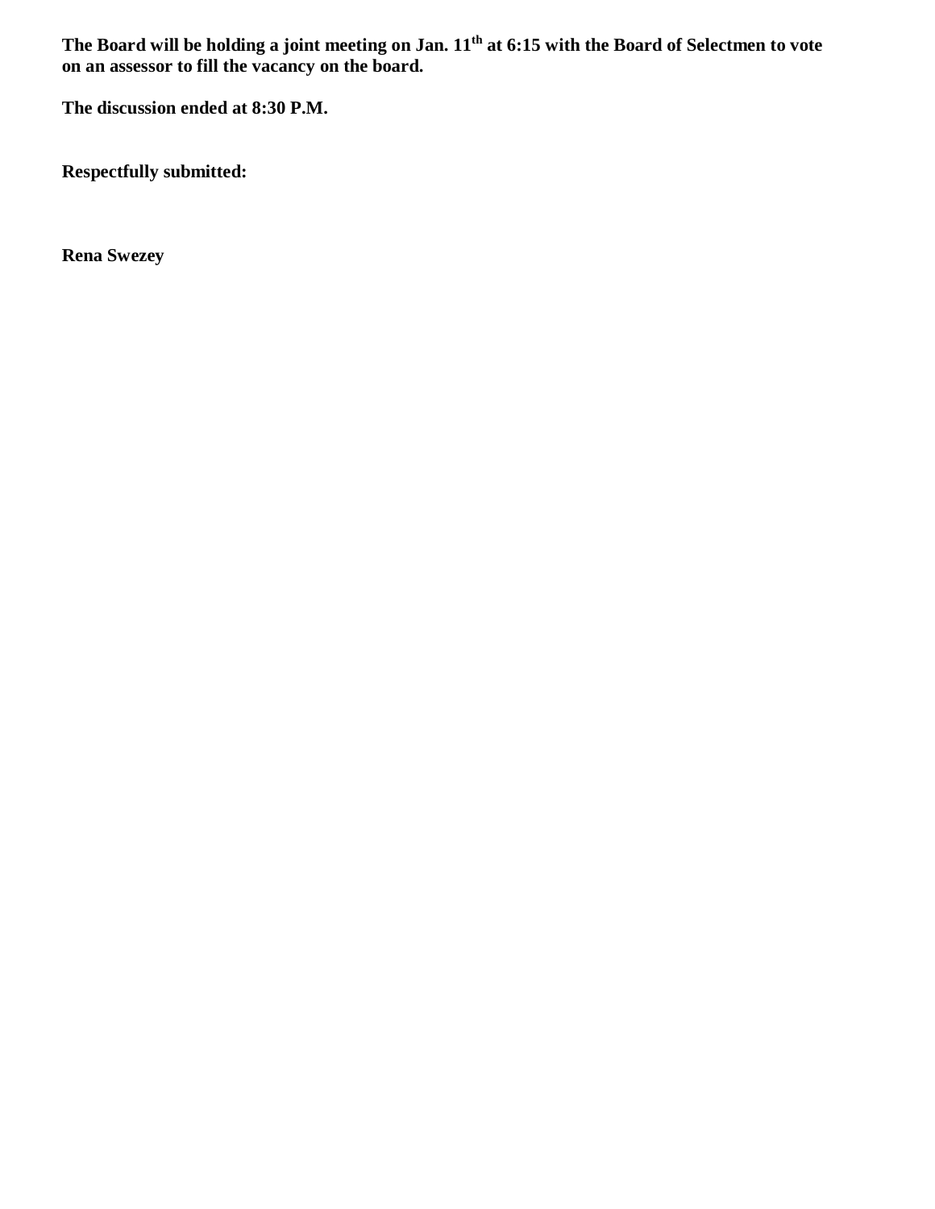**The Board will be holding a joint meeting on Jan. 11th at 6:15 with the Board of Selectmen to vote on an assessor to fill the vacancy on the board.**

**The discussion ended at 8:30 P.M.**

**Respectfully submitted:**

**Rena Swezey**